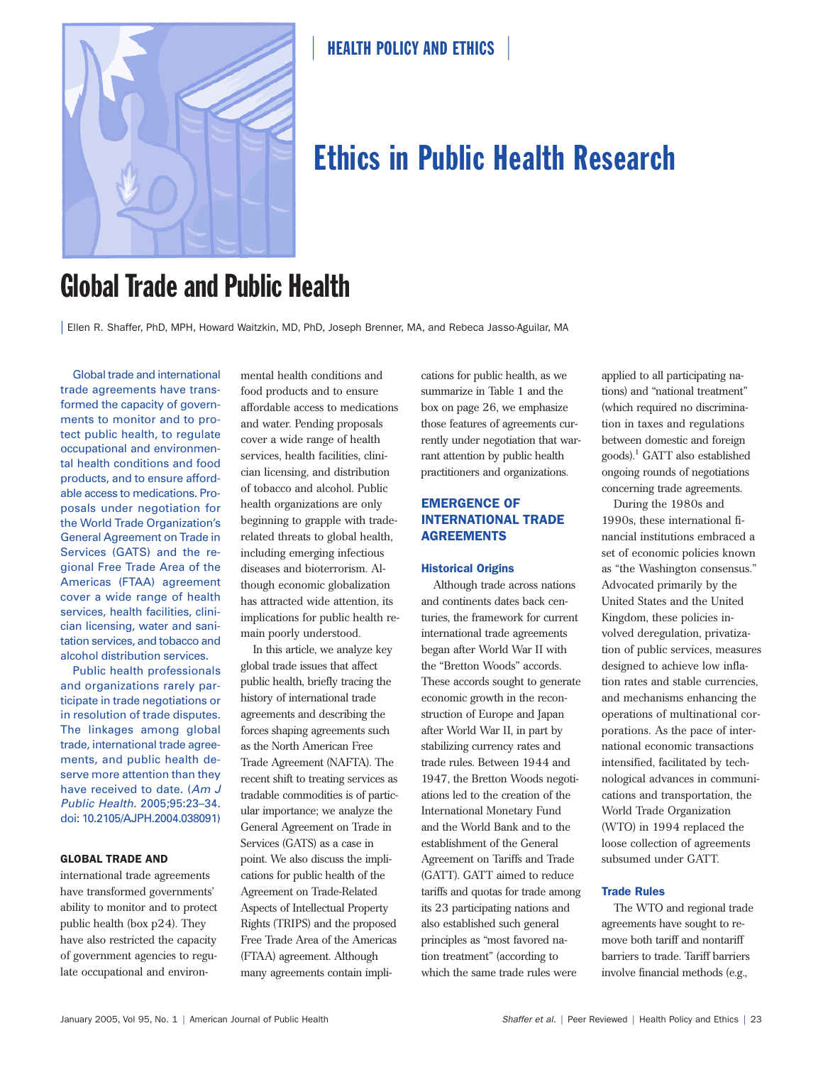HEALTH POLICY AND ETHICS

Ethics in Public Health Research

# Global Trade and Public Health

Ellen R. Shaffer, PhD, MPH, Howard Waitzkin, MD, PhD, Joseph Brenner, MA, and Rebeca Jasso-Aguilar, MA

Global trade and international trade agreements have transformed the capacity of governments to monitor and to protect public health, to regulate occupational and environmental health conditions and food products, and to ensure affordable access to medications. Proposals under negotiation for the World Trade Organization's General Agreement on Trade in Services (GATS) and the regional Free Trade Area of the Americas (FTAA) agreement cover a wide range of health services, health facilities, clinician licensing, water and sanitation services, and tobacco and alcohol distribution services.

Public health professionals and organizations rarely participate in trade negotiations or in resolution of trade disputes. The linkages among global trade, international trade agreements, and public health deserve more attention than they have received to date. (*Am J Public Health.* 2005;95:23–34. doi: 10.2105/AJPH.2004.038091)

**GLOBAL TRADE AND** international trade agreements have transformed governments' ability to monitor and to protect public health (box p24). They have also restricted the capacity of government agencies to regulate occupational and environmental health conditions and food products and to ensure affordable access to medications and water. Pending proposals cover a wide range of health services, health facilities, clinician licensing, and distribution of tobacco and alcohol. Public health organizations are only beginning to grapple with trade-related threats to global health, including emerging infectious diseases and bioterrorism. Although economic globalization has attracted wide attention, its implications for public health remain poorly understood.

In this article, we analyze key global trade issues that affect public health, briefly tracing the history of international trade agreements and describing the forces shaping agreements such as the North American Free Trade Agreement (NAFTA). The recent shift to treating services as tradable commodities is of particular importance; we analyze the General Agreement on Trade in Services (GATS) as a case in point. We also discuss the implications for public health of the Agreement on Trade-Related Aspects of Intellectual Property Rights (TRIPS) and the proposed Free Trade Area of the Americas (FTAA) agreement. Although many agreements contain implications for public health, as we summarize in Table 1 and the box on page 26, we emphasize those features of agreements currently under negotiation that warrant attention by public health practitioners and organizations.

## EMERGENCE OF INTERNATIONAL TRADE AGREEMENTS

### Historical Origins

Although trade across nations and continents dates back centuries, the framework for current international trade agreements began after World War II with the "Bretton Woods" accords. These accords sought to generate economic growth in the reconstruction of Europe and Japan after World War II, in part by stabilizing currency rates and trade rules. Between 1944 and 1947, the Bretton Woods negotiations led to the creation of the International Monetary Fund and the World Bank and to the establishment of the General Agreement on Tariffs and Trade (GATT). GATT aimed to reduce tariffs and quotas for trade among its 23 participating nations and also established such general principles as "most favored nation treatment" (according to which the same trade rules were applied to all participating nations) and "national treatment" (which required no discrimination in taxes and regulations between domestic and foreign goods).[1] GATT also established ongoing rounds of negotiations concerning trade agreements.

During the 1980s and 1990s, these international financial institutions embraced a set of economic policies known as "the Washington consensus." Advocated primarily by the United States and the United Kingdom, these policies involved deregulation, privatization of public services, measures designed to achieve low inflation rates and stable currencies, and mechanisms enhancing the operations of multinational corporations. As the pace of international economic transactions intensified, facilitated by technological advances in communications and transportation, the World Trade Organization (WTO) in 1994 replaced the loose collection of agreements subsumed under GATT.

### Trade Rules

The WTO and regional trade agreements have sought to remove both tariff and nontariff barriers to trade. Tariff barriers involve financial methods (e.g.,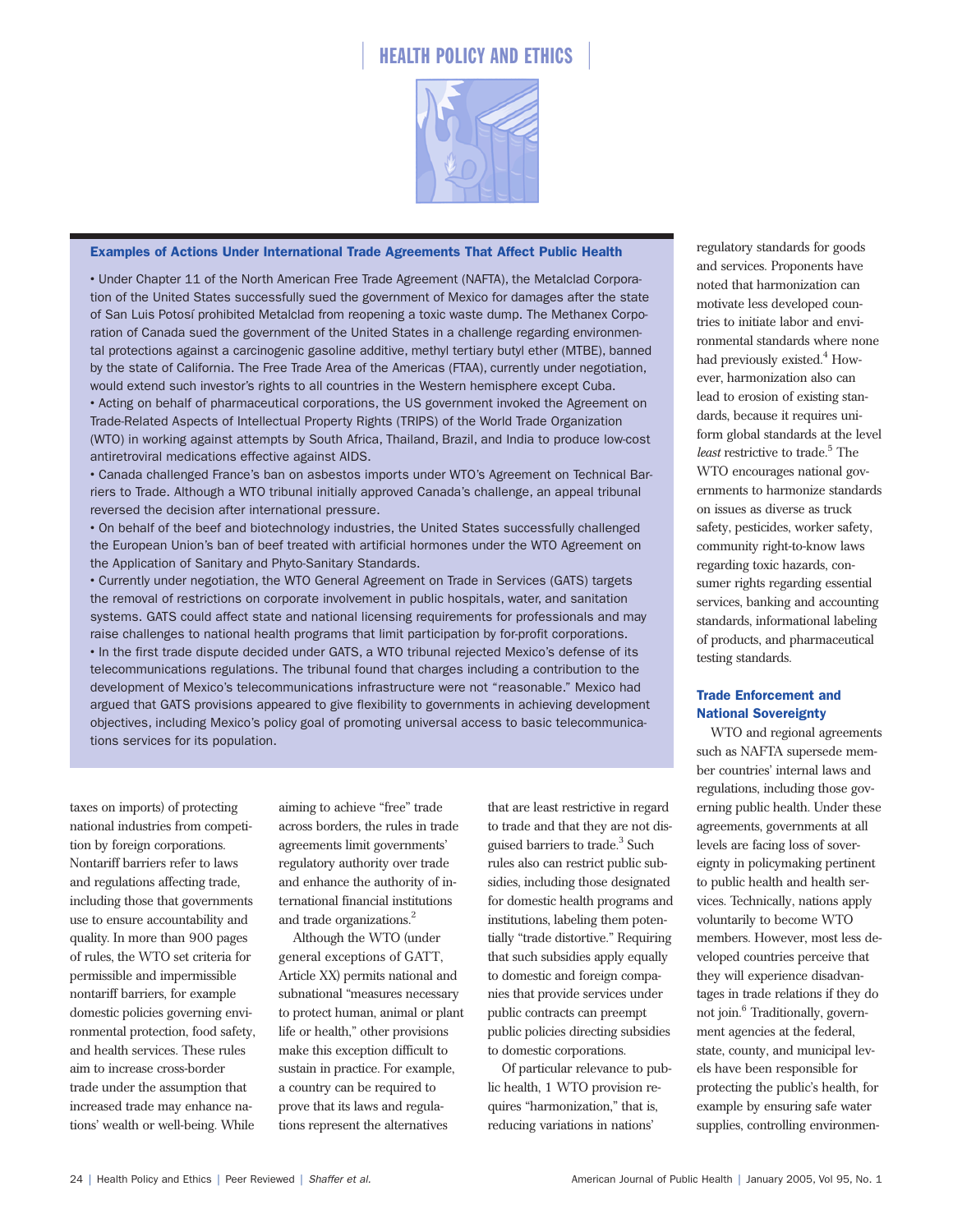### Examples of Actions Under International Trade Agreements That Affect Public Health

- Under Chapter 11 of the North American Free Trade Agreement (NAFTA), the Metalclad Corporation of the United States successfully sued the government of Mexico for damages after the state of San Luis Potosí prohibited Metalclad from reopening a toxic waste dump. The Methanex Corporation of Canada sued the government of the United States in a challenge regarding environmental protections against a carcinogenic gasoline additive, methyl tertiary butyl ether (MTBE), banned by the state of California. The Free Trade Area of the Americas (FTAA), currently under negotiation, would extend such investor's rights to all countries in the Western hemisphere except Cuba.
- Acting on behalf of pharmaceutical corporations, the US government invoked the Agreement on Trade-Related Aspects of Intellectual Property Rights (TRIPS) of the World Trade Organization (WTO) in working against attempts by South Africa, Thailand, Brazil, and India to produce low-cost antiretroviral medications effective against AIDS.
- Canada challenged France's ban on asbestos imports under WTO's Agreement on Technical Barriers to Trade. Although a WTO tribunal initially approved Canada's challenge, an appeal tribunal reversed the decision after international pressure.
- On behalf of the beef and biotechnology industries, the United States successfully challenged the European Union's ban of beef treated with artificial hormones under the WTO Agreement on the Application of Sanitary and Phyto-Sanitary Standards.
- Currently under negotiation, the WTO General Agreement on Trade in Services (GATS) targets the removal of restrictions on corporate involvement in public hospitals, water, and sanitation systems. GATS could affect state and national licensing requirements for professionals and may raise challenges to national health programs that limit participation by for-profit corporations.
- In the first trade dispute decided under GATS, a WTO tribunal rejected Mexico's defense of its telecommunications regulations. The tribunal found that charges including a contribution to the development of Mexico's telecommunications infrastructure were not "reasonable." Mexico had argued that GATS provisions appeared to give flexibility to governments in achieving development objectives, including Mexico's policy goal of promoting universal access to basic telecommunications services for its population.

taxes on imports) of protecting national industries from competition by foreign corporations. Nontariff barriers refer to laws and regulations affecting trade, including those that governments use to ensure accountability and quality. In more than 900 pages of rules, the WTO set criteria for permissible and impermissible nontariff barriers, for example domestic policies governing environmental protection, food safety, and health services. These rules aim to increase cross-border trade under the assumption that increased trade may enhance nations' wealth or well-being. While aiming to achieve "free" trade across borders, the rules in trade agreements limit governments' regulatory authority over trade and enhance the authority of international financial institutions and trade organizations.[2]

Although the WTO (under general exceptions of GATT, Article XX) permits national and subnational "measures necessary to protect human, animal or plant life or health," other provisions make this exception difficult to sustain in practice. For example, a country can be required to prove that its laws and regulations represent the alternatives that are least restrictive in regard to trade and that they are not disguised barriers to trade.[3] Such rules also can restrict public subsidies, including those designated for domestic health programs and institutions, labeling them potentially "trade distortive." Requiring that such subsidies apply equally to domestic and foreign companies that provide services under public contracts can preempt public policies directing subsidies to domestic corporations.

Of particular relevance to public health, 1 WTO provision requires "harmonization," that is, reducing variations in nations' regulatory standards for goods and services. Proponents have noted that harmonization can motivate less developed countries to initiate labor and environmental standards where none had previously existed.[4] However, harmonization also can lead to erosion of existing standards, because it requires uniform global standards at the level *least* restrictive to trade.[5] The WTO encourages national governments to harmonize standards on issues as diverse as truck safety, pesticides, worker safety, community right-to-know laws regarding toxic hazards, consumer rights regarding essential services, banking and accounting standards, informational labeling of products, and pharmaceutical testing standards.

### Trade Enforcement and National Sovereignty

WTO and regional agreements such as NAFTA supersede member countries' internal laws and regulations, including those governing public health. Under these agreements, governments at all levels are facing loss of sovereignty in policymaking pertinent to public health and health services. Technically, nations apply voluntarily to become WTO members. However, most less developed countries perceive that they will experience disadvantages in trade relations if they do not join.[6] Traditionally, government agencies at the federal, state, county, and municipal levels have been responsible for protecting the public's health, for example by ensuring safe water supplies, controlling environmen-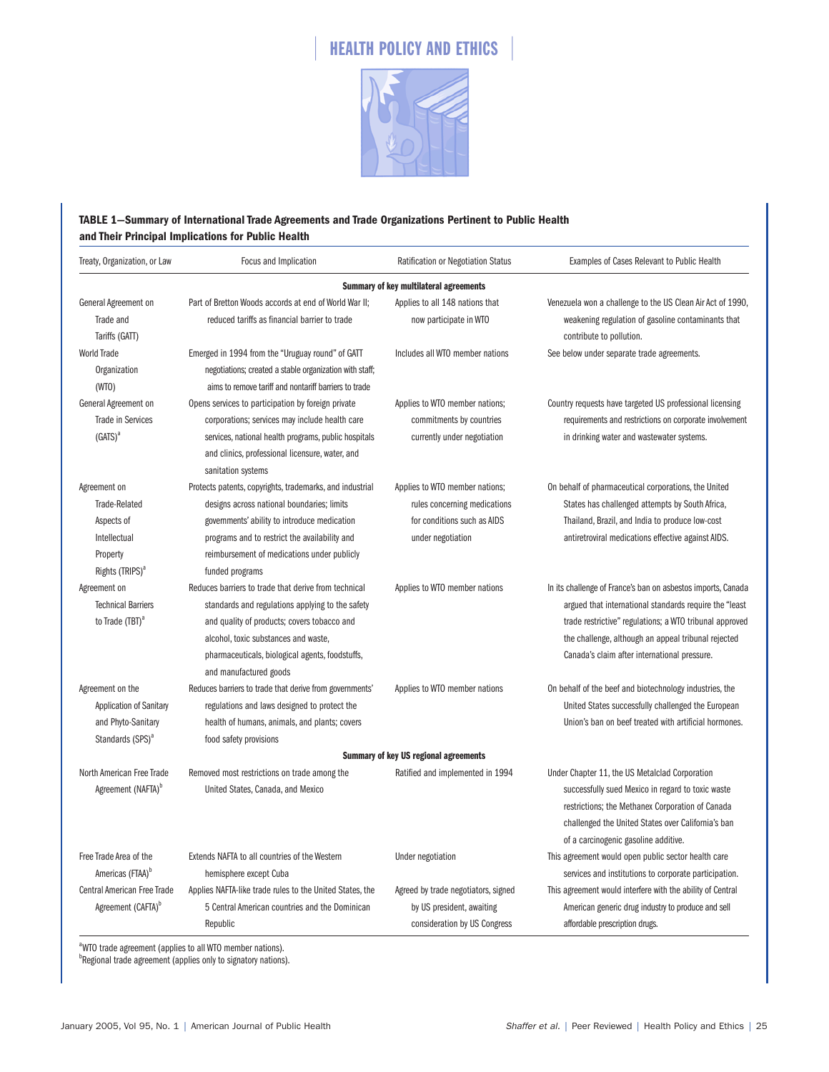**TABLE 1—Summary of International Trade Agreements and Trade Organizations Pertinent to Public Health and Their Principal Implications for Public Health**

| Treaty, Organization, or Law | Focus and Implication | Ratification or Negotiation Status | Examples of Cases Relevant to Public Health |
|---|---|---|---|
| | | **Summary of key multilateral agreements** | |
| General Agreement on Trade and Tariffs (GATT) | Part of Bretton Woods accords at end of World War II; reduced tariffs as financial barrier to trade | Applies to all 148 nations that now participate in WTO | Venezuela won a challenge to the US Clean Air Act of 1990, weakening regulation of gasoline contaminants that contribute to pollution. |
| World Trade Organization (WTO) | Emerged in 1994 from the "Uruguay round" of GATT negotiations; created a stable organization with staff; aims to remove tariff and nontariff barriers to trade | Includes all WTO member nations | See below under separate trade agreements. |
| General Agreement on Trade in Services (GATS)[a] | Opens services to participation by foreign private corporations; services may include health care services, national health programs, public hospitals and clinics, professional licensure, water, and sanitation systems | Applies to WTO member nations; commitments by countries currently under negotiation | Country requests have targeted US professional licensing requirements and restrictions on corporate involvement in drinking water and wastewater systems. |
| Agreement on Trade-Related Aspects of Intellectual Property Rights (TRIPS)[a] | Protects patents, copyrights, trademarks, and industrial designs across national boundaries; limits governments' ability to introduce medication programs and to restrict the availability and reimbursement of medications under publicly funded programs | Applies to WTO member nations; rules concerning medications for conditions such as AIDS under negotiation | On behalf of pharmaceutical corporations, the United States has challenged attempts by South Africa, Thailand, Brazil, and India to produce low-cost antiretroviral medications effective against AIDS. |
| Agreement on Technical Barriers to Trade (TBT)[a] | Reduces barriers to trade that derive from technical standards and regulations applying to the safety and quality of products; covers tobacco and alcohol, toxic substances and waste, pharmaceuticals, biological agents, foodstuffs, and manufactured goods | Applies to WTO member nations | In its challenge of France's ban on asbestos imports, Canada argued that international standards require the "least trade restrictive" regulations; a WTO tribunal approved the challenge, although an appeal tribunal rejected Canada's claim after international pressure. |
| Agreement on the Application of Sanitary and Phyto-Sanitary Standards (SPS)[a] | Reduces barriers to trade that derive from governments' regulations and laws designed to protect the health of humans, animals, and plants; covers food safety provisions | Applies to WTO member nations | On behalf of the beef and biotechnology industries, the United States successfully challenged the European Union's ban on beef treated with artificial hormones. |
| | | **Summary of key US regional agreements** | |
| North American Free Trade Agreement (NAFTA)[b] | Removed most restrictions on trade among the United States, Canada, and Mexico | Ratified and implemented in 1994 | Under Chapter 11, the US Metalclad Corporation successfully sued Mexico in regard to toxic waste restrictions; the Methanex Corporation of Canada challenged the United States over California's ban of a carcinogenic gasoline additive. |
| Free Trade Area of the Americas (FTAA)[b] | Extends NAFTA to all countries of the Western hemisphere except Cuba | Under negotiation | This agreement would open public sector health care services and institutions to corporate participation. |
| Central American Free Trade Agreement (CAFTA)[b] | Applies NAFTA-like trade rules to the United States, the 5 Central American countries and the Dominican Republic | Agreed by trade negotiators, signed by US president, awaiting consideration by US Congress | This agreement would interfere with the ability of Central American generic drug industry to produce and sell affordable prescription drugs. |

[a]WTO trade agreement (applies to all WTO member nations).
[b]Regional trade agreement (applies only to signatory nations).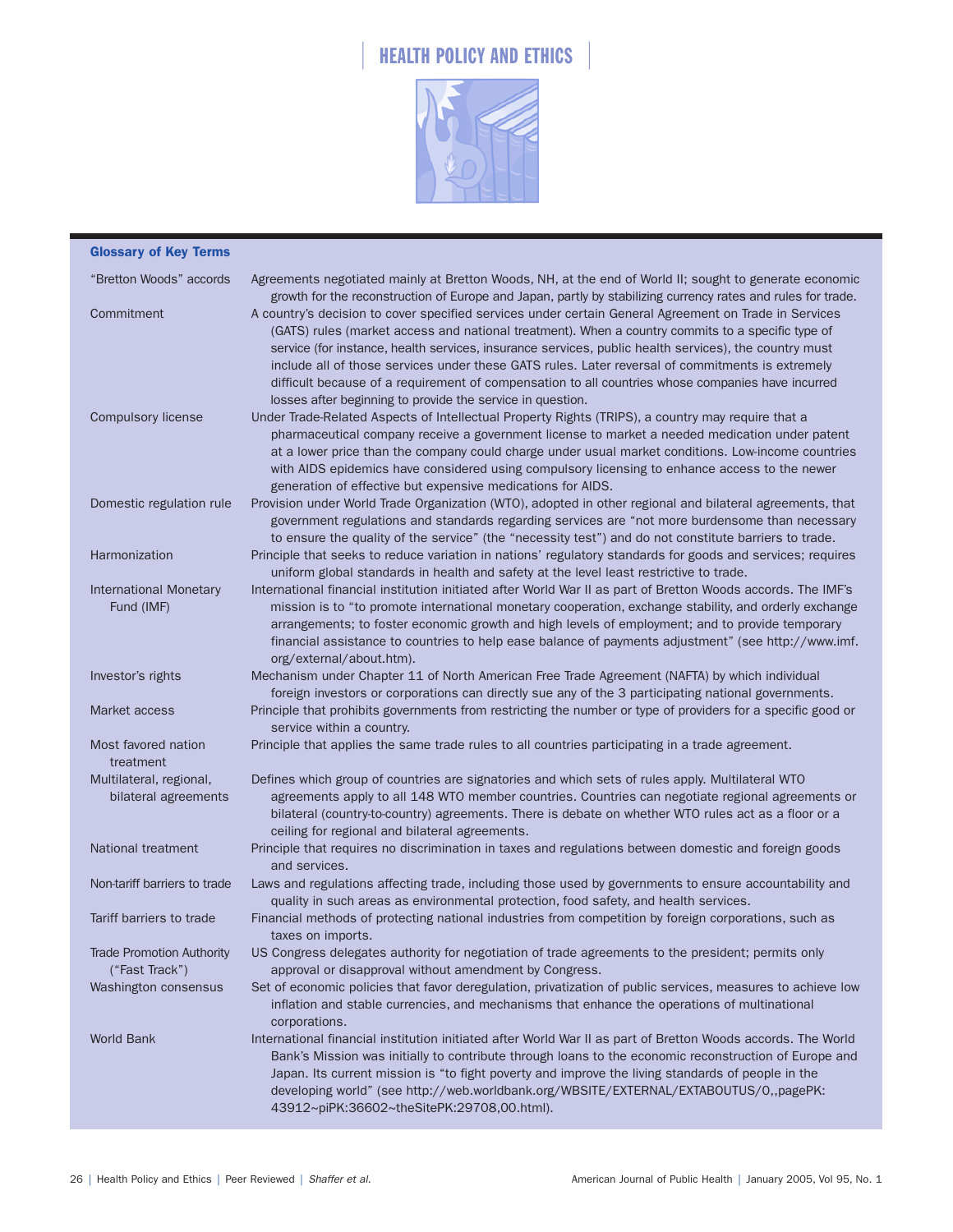## HEALTH POLICY AND ETHICS

### Glossary of Key Terms

| | |
|---|---|
| "Bretton Woods" accords | Agreements negotiated mainly at Bretton Woods, NH, at the end of World II; sought to generate economic growth for the reconstruction of Europe and Japan, partly by stabilizing currency rates and rules for trade. |
| Commitment | A country's decision to cover specified services under certain General Agreement on Trade in Services (GATS) rules (market access and national treatment). When a country commits to a specific type of service (for instance, health services, insurance services, public health services), the country must include all of those services under these GATS rules. Later reversal of commitments is extremely difficult because of a requirement of compensation to all countries whose companies have incurred losses after beginning to provide the service in question. |
| Compulsory license | Under Trade-Related Aspects of Intellectual Property Rights (TRIPS), a country may require that a pharmaceutical company receive a government license to market a needed medication under patent at a lower price than the company could charge under usual market conditions. Low-income countries with AIDS epidemics have considered using compulsory licensing to enhance access to the newer generation of effective but expensive medications for AIDS. |
| Domestic regulation rule | Provision under World Trade Organization (WTO), adopted in other regional and bilateral agreements, that government regulations and standards regarding services are "not more burdensome than necessary to ensure the quality of the service" (the "necessity test") and do not constitute barriers to trade. |
| Harmonization | Principle that seeks to reduce variation in nations' regulatory standards for goods and services; requires uniform global standards in health and safety at the level least restrictive to trade. |
| International Monetary Fund (IMF) | International financial institution initiated after World War II as part of Bretton Woods accords. The IMF's mission is to "to promote international monetary cooperation, exchange stability, and orderly exchange arrangements; to foster economic growth and high levels of employment; and to provide temporary financial assistance to countries to help ease balance of payments adjustment" (see http://www.imf.org/external/about.htm). |
| Investor's rights | Mechanism under Chapter 11 of North American Free Trade Agreement (NAFTA) by which individual foreign investors or corporations can directly sue any of the 3 participating national governments. |
| Market access | Principle that prohibits governments from restricting the number or type of providers for a specific good or service within a country. |
| Most favored nation treatment | Principle that applies the same trade rules to all countries participating in a trade agreement. |
| Multilateral, regional, bilateral agreements | Defines which group of countries are signatories and which sets of rules apply. Multilateral WTO agreements apply to all 148 WTO member countries. Countries can negotiate regional agreements or bilateral (country-to-country) agreements. There is debate on whether WTO rules act as a floor or a ceiling for regional and bilateral agreements. |
| National treatment | Principle that requires no discrimination in taxes and regulations between domestic and foreign goods and services. |
| Non-tariff barriers to trade | Laws and regulations affecting trade, including those used by governments to ensure accountability and quality in such areas as environmental protection, food safety, and health services. |
| Tariff barriers to trade | Financial methods of protecting national industries from competition by foreign corporations, such as taxes on imports. |
| Trade Promotion Authority ("Fast Track") | US Congress delegates authority for negotiation of trade agreements to the president; permits only approval or disapproval without amendment by Congress. |
| Washington consensus | Set of economic policies that favor deregulation, privatization of public services, measures to achieve low inflation and stable currencies, and mechanisms that enhance the operations of multinational corporations. |
| World Bank | International financial institution initiated after World War II as part of Bretton Woods accords. The World Bank's Mission was initially to contribute through loans to the economic reconstruction of Europe and Japan. Its current mission is "to fight poverty and improve the living standards of people in the developing world" (see http://web.worldbank.org/WBSITE/EXTERNAL/EXTABOUTUS/0,,pagePK:43912~piPK:36602~theSitePK:29708,00.html). |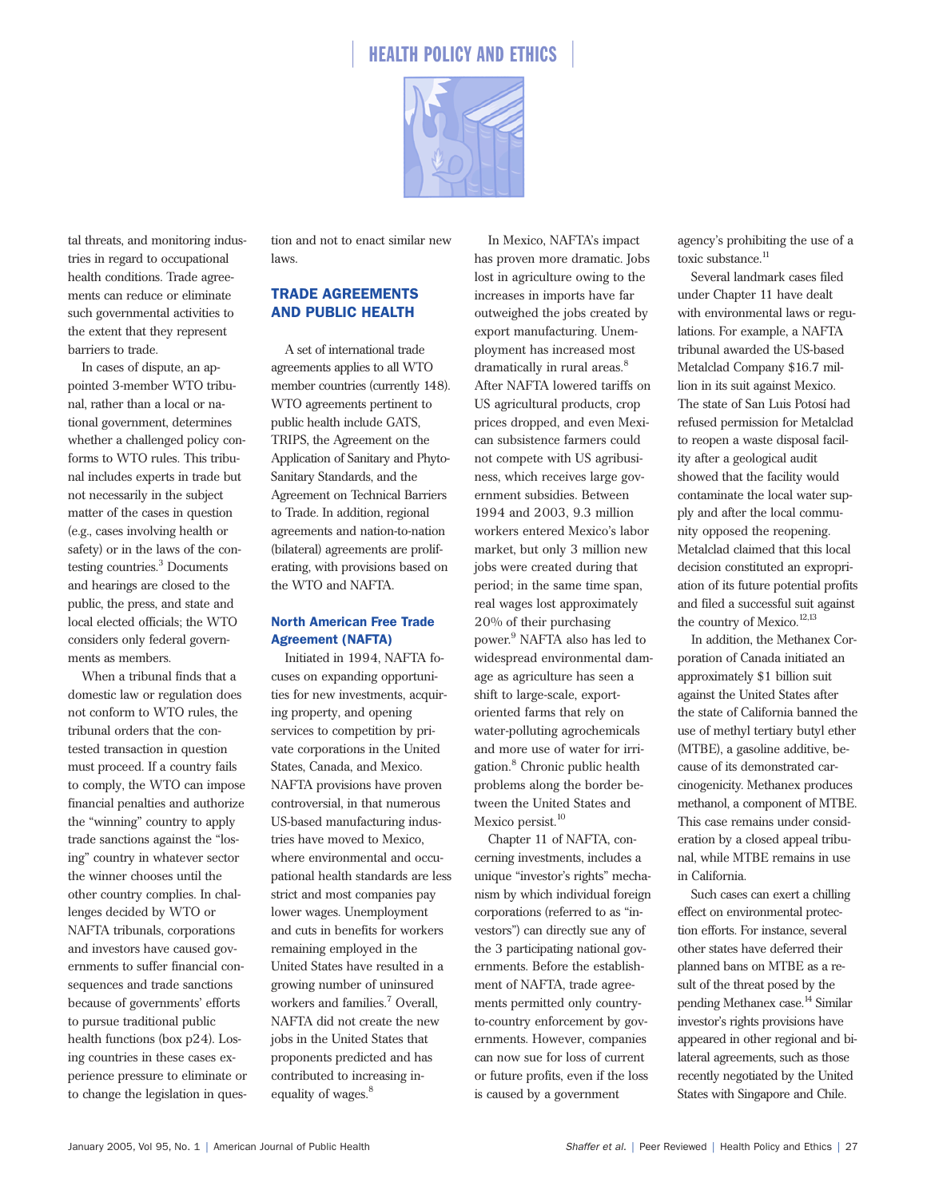tal threats, and monitoring industries in regard to occupational health conditions. Trade agreements can reduce or eliminate such governmental activities to the extent that they represent barriers to trade.

In cases of dispute, an appointed 3-member WTO tribunal, rather than a local or national government, determines whether a challenged policy conforms to WTO rules. This tribunal includes experts in trade but not necessarily in the subject matter of the cases in question (e.g., cases involving health or safety) or in the laws of the contesting countries.[3] Documents and hearings are closed to the public, the press, and state and local elected officials; the WTO considers only federal governments as members.

When a tribunal finds that a domestic law or regulation does not conform to WTO rules, the tribunal orders that the contested transaction in question must proceed. If a country fails to comply, the WTO can impose financial penalties and authorize the "winning" country to apply trade sanctions against the "losing" country in whatever sector the winner chooses until the other country complies. In challenges decided by WTO or NAFTA tribunals, corporations and investors have caused governments to suffer financial consequences and trade sanctions because of governments' efforts to pursue traditional public health functions (box p24). Losing countries in these cases experience pressure to eliminate or to change the legislation in question and not to enact similar new laws.

## TRADE AGREEMENTS AND PUBLIC HEALTH

A set of international trade agreements applies to all WTO member countries (currently 148). WTO agreements pertinent to public health include GATS, TRIPS, the Agreement on the Application of Sanitary and Phyto-Sanitary Standards, and the Agreement on Technical Barriers to Trade. In addition, regional agreements and nation-to-nation (bilateral) agreements are proliferating, with provisions based on the WTO and NAFTA.

### North American Free Trade Agreement (NAFTA)

Initiated in 1994, NAFTA focuses on expanding opportunities for new investments, acquiring property, and opening services to competition by private corporations in the United States, Canada, and Mexico. NAFTA provisions have proven controversial, in that numerous US-based manufacturing industries have moved to Mexico, where environmental and occupational health standards are less strict and most companies pay lower wages. Unemployment and cuts in benefits for workers remaining employed in the United States have resulted in a growing number of uninsured workers and families.[7] Overall, NAFTA did not create the new jobs in the United States that proponents predicted and has contributed to increasing inequality of wages.[8]

In Mexico, NAFTA's impact has proven more dramatic. Jobs lost in agriculture owing to the increases in imports have far outweighed the jobs created by export manufacturing. Unemployment has increased most dramatically in rural areas.[8] After NAFTA lowered tariffs on US agricultural products, crop prices dropped, and even Mexican subsistence farmers could not compete with US agribusiness, which receives large government subsidies. Between 1994 and 2003, 9.3 million workers entered Mexico's labor market, but only 3 million new jobs were created during that period; in the same time span, real wages lost approximately 20% of their purchasing power.[9] NAFTA also has led to widespread environmental damage as agriculture has seen a shift to large-scale, export-oriented farms that rely on water-polluting agrochemicals and more use of water for irrigation.[8] Chronic public health problems along the border between the United States and Mexico persist.[10]

Chapter 11 of NAFTA, concerning investments, includes a unique "investor's rights" mechanism by which individual foreign corporations (referred to as "investors") can directly sue any of the 3 participating national governments. Before the establishment of NAFTA, trade agreements permitted only country-to-country enforcement by governments. However, companies can now sue for loss of current or future profits, even if the loss is caused by a government agency's prohibiting the use of a toxic substance.[11]

Several landmark cases filed under Chapter 11 have dealt with environmental laws or regulations. For example, a NAFTA tribunal awarded the US-based Metalclad Company $16.7 million in its suit against Mexico. The state of San Luis Potosí had refused permission for Metalclad to reopen a waste disposal facility after a geological audit showed that the facility would contaminate the local water supply and after the local community opposed the reopening. Metalclad claimed that this local decision constituted an expropriation of its future potential profits and filed a successful suit against the country of Mexico.[12,13]

In addition, the Methanex Corporation of Canada initiated an approximately $1 billion suit against the United States after the state of California banned the use of methyl tertiary butyl ether (MTBE), a gasoline additive, because of its demonstrated carcinogenicity. Methanex produces methanol, a component of MTBE. This case remains under consideration by a closed appeal tribunal, while MTBE remains in use in California.

Such cases can exert a chilling effect on environmental protection efforts. For instance, several other states have deferred their planned bans on MTBE as a result of the threat posed by the pending Methanex case.[14] Similar investor's rights provisions have appeared in other regional and bilateral agreements, such as those recently negotiated by the United States with Singapore and Chile.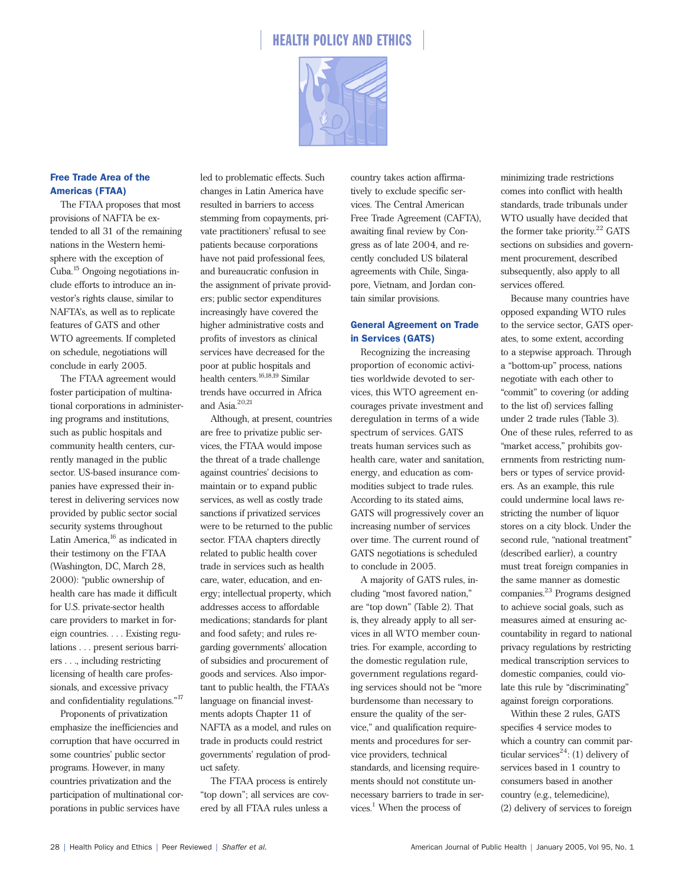### Free Trade Area of the Americas (FTAA)

The FTAA proposes that most provisions of NAFTA be extended to all 31 of the remaining nations in the Western hemisphere with the exception of Cuba.[15] Ongoing negotiations include efforts to introduce an investor's rights clause, similar to NAFTA's, as well as to replicate features of GATS and other WTO agreements. If completed on schedule, negotiations will conclude in early 2005.

The FTAA agreement would foster participation of multinational corporations in administering programs and institutions, such as public hospitals and community health centers, currently managed in the public sector. US-based insurance companies have expressed their interest in delivering services now provided by public sector social security systems throughout Latin America,[16] as indicated in their testimony on the FTAA (Washington, DC, March 28, 2000): "public ownership of health care has made it difficult for U.S. private-sector health care providers to market in foreign countries. . . . Existing regulations . . . present serious barriers . . ., including restricting licensing of health care professionals, and excessive privacy and confidentiality regulations."[17]

Proponents of privatization emphasize the inefficiencies and corruption that have occurred in some countries' public sector programs. However, in many countries privatization and the participation of multinational corporations in public services have led to problematic effects. Such changes in Latin America have resulted in barriers to access stemming from copayments, private practitioners' refusal to see patients because corporations have not paid professional fees, and bureaucratic confusion in the assignment of private providers; public sector expenditures increasingly have covered the higher administrative costs and profits of investors as clinical services have decreased for the poor at public hospitals and health centers.[16,18,19] Similar trends have occurred in Africa and Asia.[20,21]

Although, at present, countries are free to privatize public services, the FTAA would impose the threat of a trade challenge against countries' decisions to maintain or to expand public services, as well as costly trade sanctions if privatized services were to be returned to the public sector. FTAA chapters directly related to public health cover trade in services such as health care, water, education, and energy; intellectual property, which addresses access to affordable medications; standards for plant and food safety; and rules regarding governments' allocation of subsidies and procurement of goods and services. Also important to public health, the FTAA's language on financial investments adopts Chapter 11 of NAFTA as a model, and rules on trade in products could restrict governments' regulation of product safety.

The FTAA process is entirely "top down"; all services are covered by all FTAA rules unless a country takes action affirmatively to exclude specific services. The Central American Free Trade Agreement (CAFTA), awaiting final review by Congress as of late 2004, and recently concluded US bilateral agreements with Chile, Singapore, Vietnam, and Jordan contain similar provisions.

### General Agreement on Trade in Services (GATS)

Recognizing the increasing proportion of economic activities worldwide devoted to services, this WTO agreement encourages private investment and deregulation in terms of a wide spectrum of services. GATS treats human services such as health care, water and sanitation, energy, and education as commodities subject to trade rules. According to its stated aims, GATS will progressively cover an increasing number of services over time. The current round of GATS negotiations is scheduled to conclude in 2005.

A majority of GATS rules, including "most favored nation," are "top down" (Table 2). That is, they already apply to all services in all WTO member countries. For example, according to the domestic regulation rule, government regulations regarding services should not be "more burdensome than necessary to ensure the quality of the service," and qualification requirements and procedures for service providers, technical standards, and licensing requirements should not constitute unnecessary barriers to trade in services.[1] When the process of minimizing trade restrictions comes into conflict with health standards, trade tribunals under WTO usually have decided that the former take priority.[22] GATS sections on subsidies and government procurement, described subsequently, also apply to all services offered.

Because many countries have opposed expanding WTO rules to the service sector, GATS operates, to some extent, according to a stepwise approach. Through a "bottom-up" process, nations negotiate with each other to "commit" to covering (or adding to the list of) services falling under 2 trade rules (Table 3). One of these rules, referred to as "market access," prohibits governments from restricting numbers or types of service providers. As an example, this rule could undermine local laws restricting the number of liquor stores on a city block. Under the second rule, "national treatment" (described earlier), a country must treat foreign companies in the same manner as domestic companies.[23] Programs designed to achieve social goals, such as measures aimed at ensuring accountability in regard to national privacy regulations by restricting medical transcription services to domestic companies, could violate this rule by "discriminating" against foreign corporations.

Within these 2 rules, GATS specifies 4 service modes to which a country can commit particular services[24]: (1) delivery of services based in 1 country to consumers based in another country (e.g., telemedicine), (2) delivery of services to foreign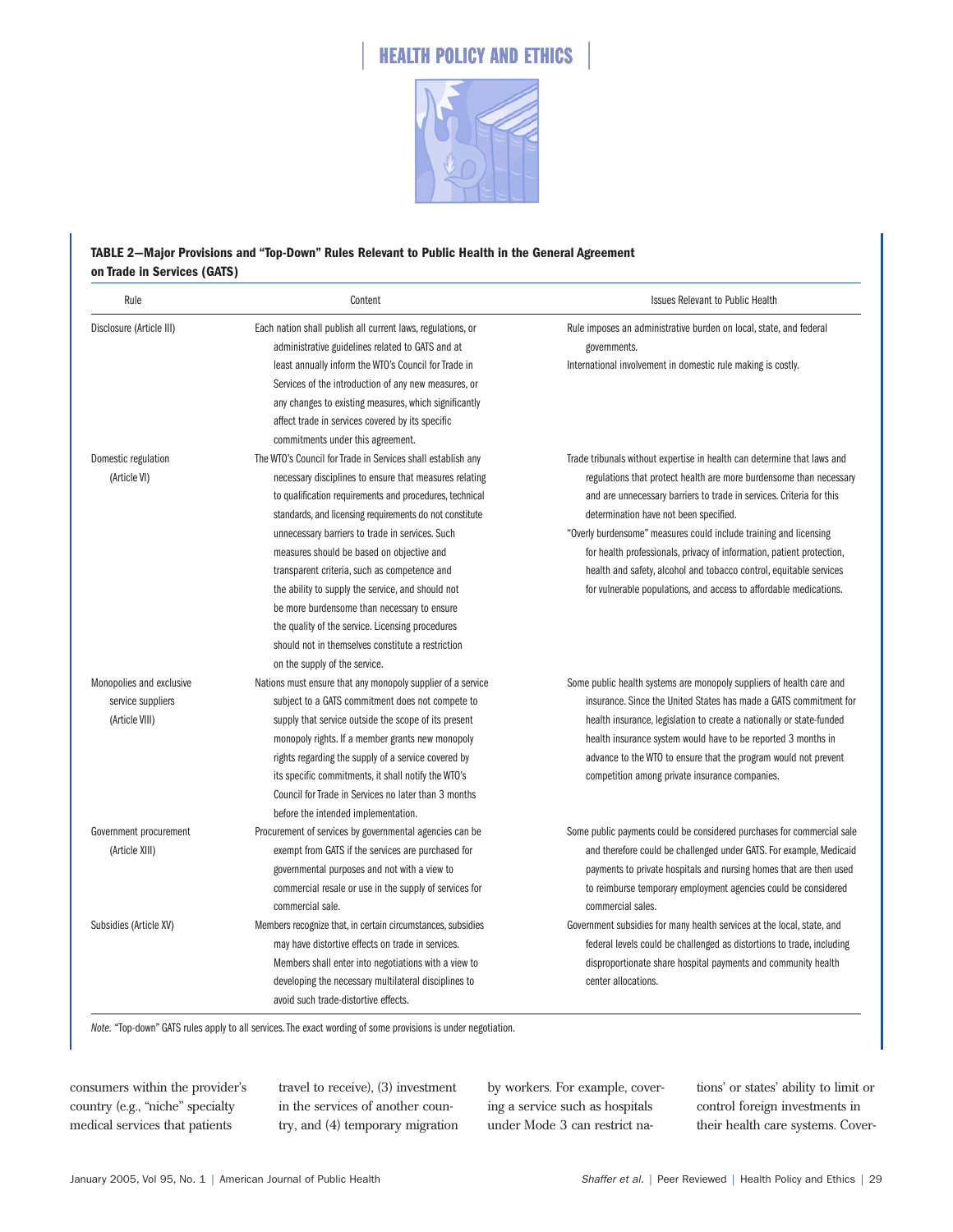**TABLE 2—Major Provisions and "Top-Down" Rules Relevant to Public Health in the General Agreement on Trade in Services (GATS)**

| Rule | Content | Issues Relevant to Public Health |
| --- | --- | --- |
| Disclosure (Article III) | Each nation shall publish all current laws, regulations, or administrative guidelines related to GATS and at least annually inform the WTO's Council for Trade in Services of the introduction of any new measures, or any changes to existing measures, which significantly affect trade in services covered by its specific commitments under this agreement. | Rule imposes an administrative burden on local, state, and federal governments. International involvement in domestic rule making is costly. |
| Domestic regulation (Article VI) | The WTO's Council for Trade in Services shall establish any necessary disciplines to ensure that measures relating to qualification requirements and procedures, technical standards, and licensing requirements do not constitute unnecessary barriers to trade in services. Such measures should be based on objective and transparent criteria, such as competence and the ability to supply the service, and should not be more burdensome than necessary to ensure the quality of the service. Licensing procedures should not in themselves constitute a restriction on the supply of the service. | Trade tribunals without expertise in health can determine that laws and regulations that protect health are more burdensome than necessary and are unnecessary barriers to trade in services. Criteria for this determination have not been specified. "Overly burdensome" measures could include training and licensing for health professionals, privacy of information, patient protection, health and safety, alcohol and tobacco control, equitable services for vulnerable populations, and access to affordable medications. |
| Monopolies and exclusive service suppliers (Article VIII) | Nations must ensure that any monopoly supplier of a service subject to a GATS commitment does not compete to supply that service outside the scope of its present monopoly rights. If a member grants new monopoly rights regarding the supply of a service covered by its specific commitments, it shall notify the WTO's Council for Trade in Services no later than 3 months before the intended implementation. | Some public health systems are monopoly suppliers of health care and insurance. Since the United States has made a GATS commitment for health insurance, legislation to create a nationally or state-funded health insurance system would have to be reported 3 months in advance to the WTO to ensure that the program would not prevent competition among private insurance companies. |
| Government procurement (Article XIII) | Procurement of services by governmental agencies can be exempt from GATS if the services are purchased for governmental purposes and not with a view to commercial resale or use in the supply of services for commercial sale. | Some public payments could be considered purchases for commercial sale and therefore could be challenged under GATS. For example, Medicaid payments to private hospitals and nursing homes that are then used to reimburse temporary employment agencies could be considered commercial sales. |
| Subsidies (Article XV) | Members recognize that, in certain circumstances, subsidies may have distortive effects on trade in services. Members shall enter into negotiations with a view to developing the necessary multilateral disciplines to avoid such trade-distortive effects. | Government subsidies for many health services at the local, state, and federal levels could be challenged as distortions to trade, including disproportionate share hospital payments and community health center allocations. |

*Note.* "Top-down" GATS rules apply to all services. The exact wording of some provisions is under negotiation.

consumers within the provider's country (e.g., "niche" specialty medical services that patients travel to receive), (3) investment in the services of another country, and (4) temporary migration by workers. For example, covering a service such as hospitals under Mode 3 can restrict nations' or states' ability to limit or control foreign investments in their health care systems. Cover-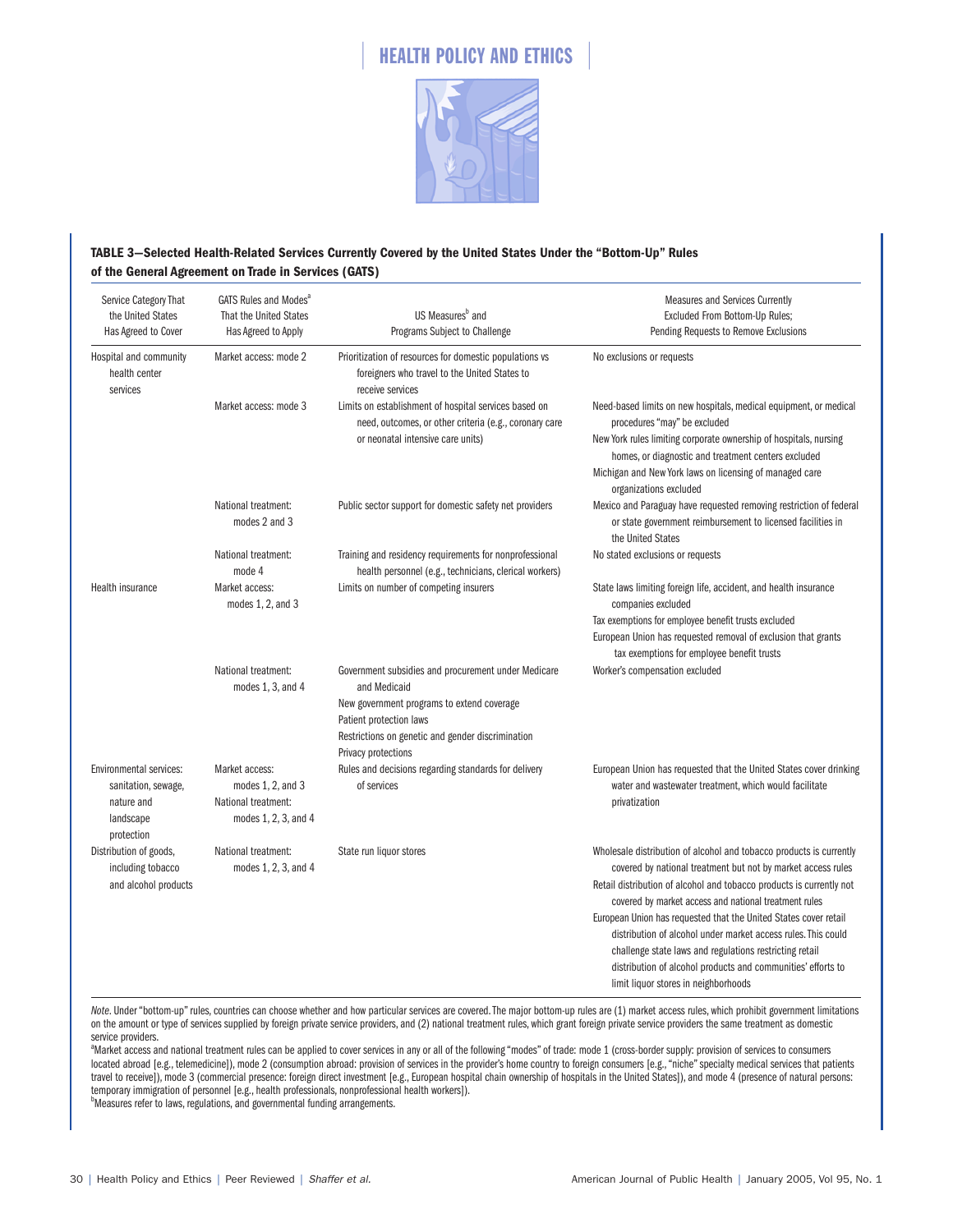**TABLE 3—Selected Health-Related Services Currently Covered by the United States Under the "Bottom-Up" Rules of the General Agreement on Trade in Services (GATS)**

| Service Category That the United States Has Agreed to Cover | GATS Rules and Modes[a] That the United States Has Agreed to Apply | US Measures[b] and Programs Subject to Challenge | Measures and Services Currently Excluded From Bottom-Up Rules; Pending Requests to Remove Exclusions |
|---|---|---|---|
| Hospital and community health center services | Market access: mode 2 | Prioritization of resources for domestic populations vs foreigners who travel to the United States to receive services | No exclusions or requests |
| | Market access: mode 3 | Limits on establishment of hospital services based on need, outcomes, or other criteria (e.g., coronary care or neonatal intensive care units) | Need-based limits on new hospitals, medical equipment, or medical procedures "may" be excluded<br>New York rules limiting corporate ownership of hospitals, nursing homes, or diagnostic and treatment centers excluded<br>Michigan and New York laws on licensing of managed care organizations excluded |
| | National treatment: modes 2 and 3 | Public sector support for domestic safety net providers | Mexico and Paraguay have requested removing restriction of federal or state government reimbursement to licensed facilities in the United States |
| | National treatment: mode 4 | Training and residency requirements for nonprofessional health personnel (e.g., technicians, clerical workers) | No stated exclusions or requests |
| Health insurance | Market access: modes 1, 2, and 3 | Limits on number of competing insurers | State laws limiting foreign life, accident, and health insurance companies excluded<br>Tax exemptions for employee benefit trusts excluded<br>European Union has requested removal of exclusion that grants tax exemptions for employee benefit trusts |
| | National treatment: modes 1, 3, and 4 | Government subsidies and procurement under Medicare and Medicaid<br>New government programs to extend coverage<br>Patient protection laws<br>Restrictions on genetic and gender discrimination<br>Privacy protections | Worker's compensation excluded |
| Environmental services: sanitation, sewage, nature and landscape protection | Market access: modes 1, 2, and 3<br>National treatment: modes 1, 2, 3, and 4 | Rules and decisions regarding standards for delivery of services | European Union has requested that the United States cover drinking water and wastewater treatment, which would facilitate privatization |
| Distribution of goods, including tobacco and alcohol products | National treatment: modes 1, 2, 3, and 4 | State run liquor stores | Wholesale distribution of alcohol and tobacco products is currently covered by national treatment but not by market access rules<br>Retail distribution of alcohol and tobacco products is currently not covered by market access and national treatment rules<br>European Union has requested that the United States cover retail distribution of alcohol under market access rules. This could challenge state laws and regulations restricting retail distribution of alcohol products and communities' efforts to limit liquor stores in neighborhoods |

*Note.* Under "bottom-up" rules, countries can choose whether and how particular services are covered. The major bottom-up rules are (1) market access rules, which prohibit government limitations on the amount or type of services supplied by foreign private service providers, and (2) national treatment rules, which grant foreign private service providers the same treatment as domestic service providers.

[a]Market access and national treatment rules can be applied to cover services in any or all of the following "modes" of trade: mode 1 (cross-border supply: provision of services to consumers located abroad [e.g., telemedicine]), mode 2 (consumption abroad: provision of services in the provider's home country to foreign consumers [e.g., "niche" specialty medical services that patients travel to receive]), mode 3 (commercial presence: foreign direct investment [e.g., European hospital chain ownership of hospitals in the United States]), and mode 4 (presence of natural persons: temporary immigration of personnel [e.g., health professionals, nonprofessional health workers]).

[b]Measures refer to laws, regulations, and governmental funding arrangements.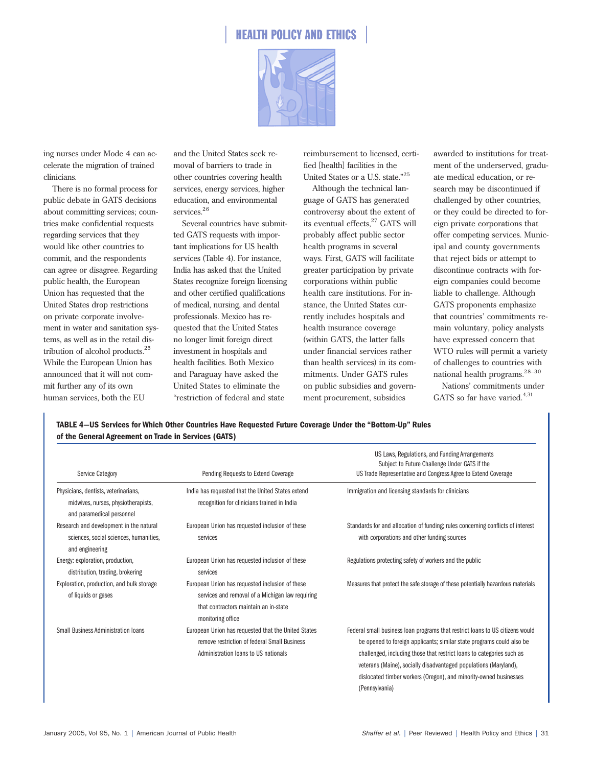ing nurses under Mode 4 can accelerate the migration of trained clinicians.

There is no formal process for public debate in GATS decisions about committing services; countries make confidential requests regarding services that they would like other countries to commit, and the respondents can agree or disagree. Regarding public health, the European Union has requested that the United States drop restrictions on private corporate involvement in water and sanitation systems, as well as in the retail distribution of alcohol products.[25] While the European Union has announced that it will not commit further any of its own human services, both the EU and the United States seek removal of barriers to trade in other countries covering health services, energy services, higher education, and environmental services.[26]

Several countries have submitted GATS requests with important implications for US health services (Table 4). For instance, India has asked that the United States recognize foreign licensing and other certified qualifications of medical, nursing, and dental professionals. Mexico has requested that the United States no longer limit foreign direct investment in hospitals and health facilities. Both Mexico and Paraguay have asked the United States to eliminate the "restriction of federal and state reimbursement to licensed, certified [health] facilities in the United States or a U.S. state."[25]

Although the technical language of GATS has generated controversy about the extent of its eventual effects,[27] GATS will probably affect public sector health programs in several ways. First, GATS will facilitate greater participation by private corporations within public health care institutions. For instance, the United States currently includes hospitals and health insurance coverage (within GATS, the latter falls under financial services rather than health services) in its commitments. Under GATS rules on public subsidies and government procurement, subsidies awarded to institutions for treatment of the underserved, graduate medical education, or research may be discontinued if challenged by other countries, or they could be directed to foreign private corporations that offer competing services. Municipal and county governments that reject bids or attempt to discontinue contracts with foreign companies could become liable to challenge. Although GATS proponents emphasize that countries' commitments remain voluntary, policy analysts have expressed concern that WTO rules will permit a variety of challenges to countries with national health programs.[28–30]

Nations' commitments under GATS so far have varied.[4,31]

**TABLE 4—US Services for Which Other Countries Have Requested Future Coverage Under the "Bottom-Up" Rules of the General Agreement on Trade in Services (GATS)**

| Service Category | Pending Requests to Extend Coverage | US Laws, Regulations, and Funding Arrangements Subject to Future Challenge Under GATS if the US Trade Representative and Congress Agree to Extend Coverage |
|---|---|---|
| Physicians, dentists, veterinarians, midwives, nurses, physiotherapists, and paramedical personnel | India has requested that the United States extend recognition for clinicians trained in India | Immigration and licensing standards for clinicians |
| Research and development in the natural sciences, social sciences, humanities, and engineering | European Union has requested inclusion of these services | Standards for and allocation of funding; rules concerning conflicts of interest with corporations and other funding sources |
| Energy: exploration, production, distribution, trading, brokering | European Union has requested inclusion of these services | Regulations protecting safety of workers and the public |
| Exploration, production, and bulk storage of liquids or gases | European Union has requested inclusion of these services and removal of a Michigan law requiring that contractors maintain an in-state monitoring office | Measures that protect the safe storage of these potentially hazardous materials |
| Small Business Administration loans | European Union has requested that the United States remove restriction of federal Small Business Administration loans to US nationals | Federal small business loan programs that restrict loans to US citizens would be opened to foreign applicants; similar state programs could also be challenged, including those that restrict loans to categories such as veterans (Maine), socially disadvantaged populations (Maryland), dislocated timber workers (Oregon), and minority-owned businesses (Pennsylvania) |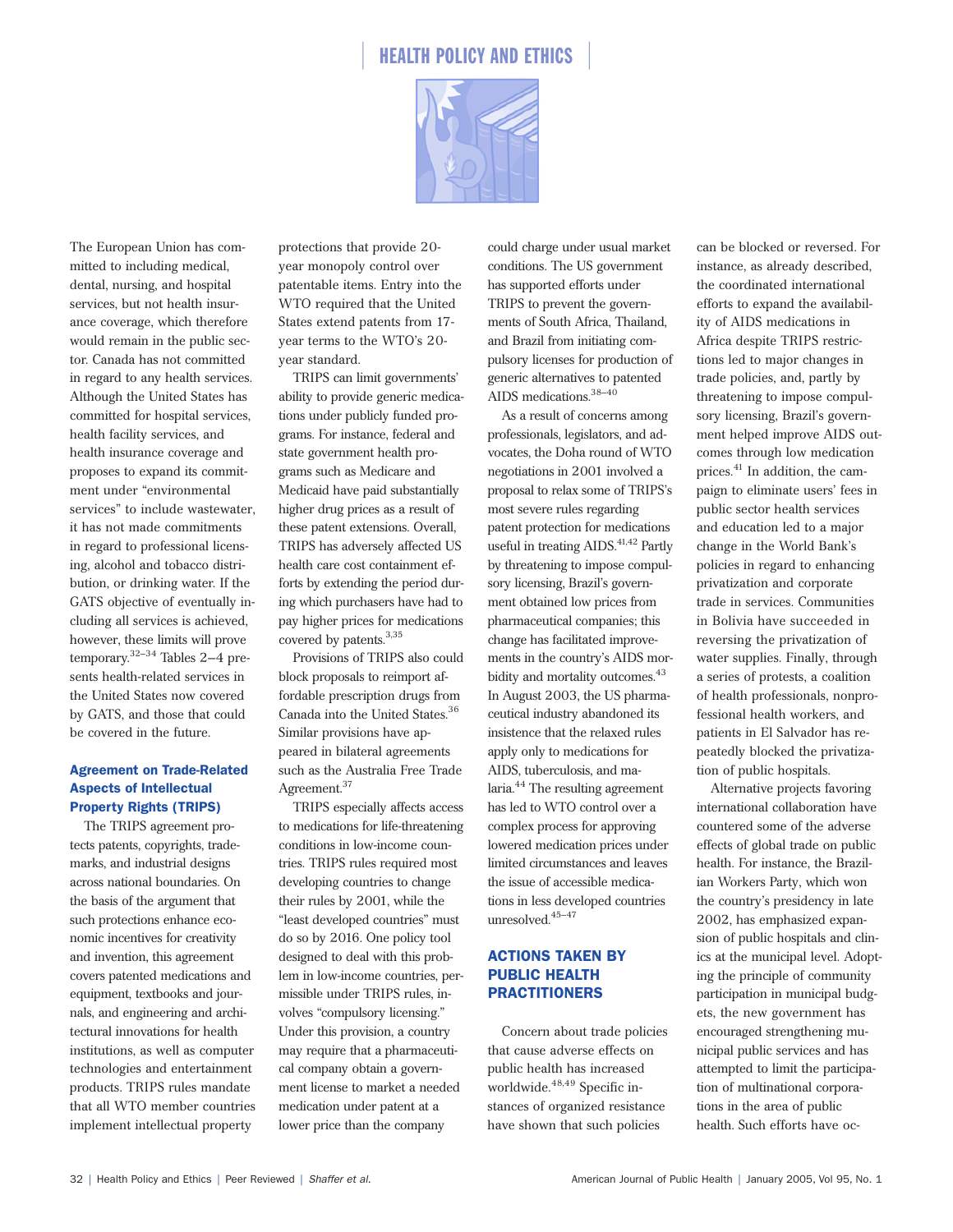The European Union has committed to including medical, dental, nursing, and hospital services, but not health insurance coverage, which therefore would remain in the public sector. Canada has not committed in regard to any health services. Although the United States has committed for hospital services, health facility services, and health insurance coverage and proposes to expand its commitment under "environmental services" to include wastewater, it has not made commitments in regard to professional licensing, alcohol and tobacco distribution, or drinking water. If the GATS objective of eventually including all services is achieved, however, these limits will prove temporary.[32–34] Tables 2–4 presents health-related services in the United States now covered by GATS, and those that could be covered in the future.

### Agreement on Trade-Related Aspects of Intellectual Property Rights (TRIPS)

The TRIPS agreement protects patents, copyrights, trademarks, and industrial designs across national boundaries. On the basis of the argument that such protections enhance economic incentives for creativity and invention, this agreement covers patented medications and equipment, textbooks and journals, and engineering and architectural innovations for health institutions, as well as computer technologies and entertainment products. TRIPS rules mandate that all WTO member countries implement intellectual property protections that provide 20-year monopoly control over patentable items. Entry into the WTO required that the United States extend patents from 17-year terms to the WTO's 20-year standard.

TRIPS can limit governments' ability to provide generic medications under publicly funded programs. For instance, federal and state government health programs such as Medicare and Medicaid have paid substantially higher drug prices as a result of these patent extensions. Overall, TRIPS has adversely affected US health care cost containment efforts by extending the period during which purchasers have had to pay higher prices for medications covered by patents.[3,35]

Provisions of TRIPS also could block proposals to reimport affordable prescription drugs from Canada into the United States.[36] Similar provisions have appeared in bilateral agreements such as the Australia Free Trade Agreement.[37]

TRIPS especially affects access to medications for life-threatening conditions in low-income countries. TRIPS rules required most developing countries to change their rules by 2001, while the "least developed countries" must do so by 2016. One policy tool designed to deal with this problem in low-income countries, permissible under TRIPS rules, involves "compulsory licensing." Under this provision, a country may require that a pharmaceutical company obtain a government license to market a needed medication under patent at a lower price than the company could charge under usual market conditions. The US government has supported efforts under TRIPS to prevent the governments of South Africa, Thailand, and Brazil from initiating compulsory licenses for production of generic alternatives to patented AIDS medications.[38–40]

As a result of concerns among professionals, legislators, and advocates, the Doha round of WTO negotiations in 2001 involved a proposal to relax some of TRIPS's most severe rules regarding patent protection for medications useful in treating AIDS.[41,42] Partly by threatening to impose compulsory licensing, Brazil's government obtained low prices from pharmaceutical companies; this change has facilitated improvements in the country's AIDS morbidity and mortality outcomes.[43] In August 2003, the US pharmaceutical industry abandoned its insistence that the relaxed rules apply only to medications for AIDS, tuberculosis, and malaria.[44] The resulting agreement has led to WTO control over a complex process for approving lowered medication prices under limited circumstances and leaves the issue of accessible medications in less developed countries unresolved.[45–47]

## ACTIONS TAKEN BY PUBLIC HEALTH PRACTITIONERS

Concern about trade policies that cause adverse effects on public health has increased worldwide.[48,49] Specific instances of organized resistance have shown that such policies can be blocked or reversed. For instance, as already described, the coordinated international efforts to expand the availability of AIDS medications in Africa despite TRIPS restrictions led to major changes in trade policies, and, partly by threatening to impose compulsory licensing, Brazil's government helped improve AIDS outcomes through low medication prices.[41] In addition, the campaign to eliminate users' fees in public sector health services and education led to a major change in the World Bank's policies in regard to enhancing privatization and corporate trade in services. Communities in Bolivia have succeeded in reversing the privatization of water supplies. Finally, through a series of protests, a coalition of health professionals, nonprofessional health workers, and patients in El Salvador has repeatedly blocked the privatization of public hospitals.

Alternative projects favoring international collaboration have countered some of the adverse effects of global trade on public health. For instance, the Brazilian Workers Party, which won the country's presidency in late 2002, has emphasized expansion of public hospitals and clinics at the municipal level. Adopting the principle of community participation in municipal budgets, the new government has encouraged strengthening municipal public services and has attempted to limit the participation of multinational corporations in the area of public health. Such efforts have oc-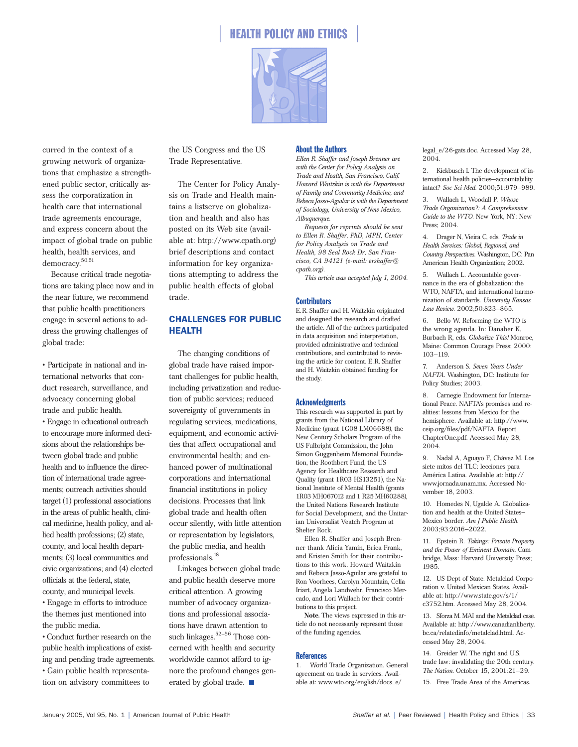curred in the context of a growing network of organizations that emphasize a strengthened public sector, critically assess the corporatization in health care that international trade agreements encourage, and express concern about the impact of global trade on public health, health services, and democracy.[50,51]

Because critical trade negotiations are taking place now and in the near future, we recommend that public health practitioners engage in several actions to address the growing challenges of global trade:

- Participate in national and international networks that conduct research, surveillance, and advocacy concerning global trade and public health.
- Engage in educational outreach to encourage more informed decisions about the relationships between global trade and public health and to influence the direction of international trade agreements; outreach activities should target (1) professional associations in the areas of public health, clinical medicine, health policy, and allied health professions; (2) state, county, and local health departments; (3) local communities and civic organizations; and (4) elected officials at the federal, state, county, and municipal levels.
- Engage in efforts to introduce the themes just mentioned into the public media.
- Conduct further research on the public health implications of existing and pending trade agreements.
- Gain public health representation on advisory committees to the US Congress and the US Trade Representative.

The Center for Policy Analysis on Trade and Health maintains a listserve on globalization and health and also has posted on its Web site (available at: http://www.cpath.org) brief descriptions and contact information for key organizations attempting to address the public health effects of global trade.

## CHALLENGES FOR PUBLIC HEALTH

The changing conditions of global trade have raised important challenges for public health, including privatization and reduction of public services; reduced sovereignty of governments in regulating services, medications, equipment, and economic activities that affect occupational and environmental health; and enhanced power of multinational corporations and international financial institutions in policy decisions. Processes that link global trade and health often occur silently, with little attention or representation by legislators, the public media, and health professionals.[18]

Linkages between global trade and public health deserve more critical attention. A growing number of advocacy organizations and professional associations have drawn attention to such linkages.[52–56] Those concerned with health and security worldwide cannot afford to ignore the profound changes generated by global trade. ■

### About the Authors

*Ellen R. Shaffer and Joseph Brenner are with the Center for Policy Analysis on Trade and Health, San Francisco, Calif. Howard Waitzkin is with the Department of Family and Community Medicine, and Rebeca Jasso-Aguilar is with the Department of Sociology, University of New Mexico, Albuquerque.*

*Requests for reprints should be sent to Ellen R. Shaffer, PhD, MPH, Center for Policy Analysis on Trade and Health, 98 Seal Rock Dr, San Francisco, CA 94121 (e-mail: ershaffer@cpath.org).*

*This article was accepted July 1, 2004.*

### Contributors

E.R. Shaffer and H. Waitzkin originated and designed the research and drafted the article. All of the authors participated in data acquisition and interpretation, provided administrative and technical contributions, and contributed to revising the article for content. E.R. Shaffer and H. Waitzkin obtained funding for the study.

### Acknowledgments

This research was supported in part by grants from the National Library of Medicine (grant 1G08 LM06688), the New Century Scholars Program of the US Fulbright Commission, the John Simon Guggenheim Memorial Foundation, the Roothbert Fund, the US Agency for Healthcare Research and Quality (grant 1R03 HS13251), the National Institute of Mental Health (grants 1R03 MH067012 and 1 R25 MH60288), the United Nations Research Institute for Social Development, and the Unitarian Universalist Veatch Program at Shelter Rock.

Ellen R. Shaffer and Joseph Brenner thank Alicia Yamin, Eric Frank, and Kristen Smith for their contributions to this work. Howard Waitzkin and Rebeca Jasso-Aguilar are grateful to Ron Voorhees, Carolyn Mountain, Celia Iriart, Angela Landwehr, Francisco Mercado, and Lori Wallach for their contributions to this project.

**Note.** The views expressed in this article do not necessarily represent those of the funding agencies.

### References

1. World Trade Organization. General agreement on trade in services. Available at: www.wto.org/english/docs_e/legal_e/26-gats.doc. Accessed May 28, 2004.

2. Kickbusch I. The development of international health policies—accountability intact? *Soc Sci Med.* 2000;51:979–989.

3. Wallach L, Woodall P. *Whose Trade Organization?: A Comprehensive Guide to the WTO.* New York, NY: New Press; 2004.

4. Drager N, Vieira C, eds. *Trade in Health Services: Global, Regional, and Country Perspectives.* Washington, DC: Pan American Health Organization; 2002.

5. Wallach L. Accountable governance in the era of globalization: the WTO, NAFTA, and international harmonization of standards. *University Kansas Law Review.* 2002;50:823–865.

6. Bello W. Reforming the WTO is the wrong agenda. In: Danaher K, Burbach R, eds. *Globalize This!* Monroe, Maine: Common Courage Press; 2000: 103–119.

7. Anderson S. *Seven Years Under NAFTA.* Washington, DC: Institute for Policy Studies; 2003.

8. Carnegie Endowment for International Peace. NAFTA's promises and realities: lessons from Mexico for the hemisphere. Available at: http://www.ceip.org/files/pdf/NAFTA_Report_ChapterOne.pdf. Accessed May 28, 2004.

9. Nadal A, Aguayo F, Chávez M. Los siete mitos del TLC: lecciones para América Latina. Available at: http://www.jornada.unam.mx. Accessed November 18, 2003.

10. Homedes N, Ugalde A. Globalization and health at the United States–Mexico border. *Am J Public Health.* 2003;93:2016–2022.

11. Epstein R. *Takings: Private Property and the Power of Eminent Domain.* Cambridge, Mass: Harvard University Press; 1985.

12. US Dept of State. Metalclad Corporation v. United Mexican States. Available at: http://www.state.gov/s/1/c3752.htm. Accessed May 28, 2004.

13. Sforza M. MAI and the Metalclad case. Available at: http://www.canadianliberty.bc.ca/relatedinfo/metalclad.html. Accessed May 28, 2004.

14. Greider W. The right and U.S. trade law: invalidating the 20th century. *The Nation.* October 15, 2001:21–29.

15. Free Trade Area of the Americas.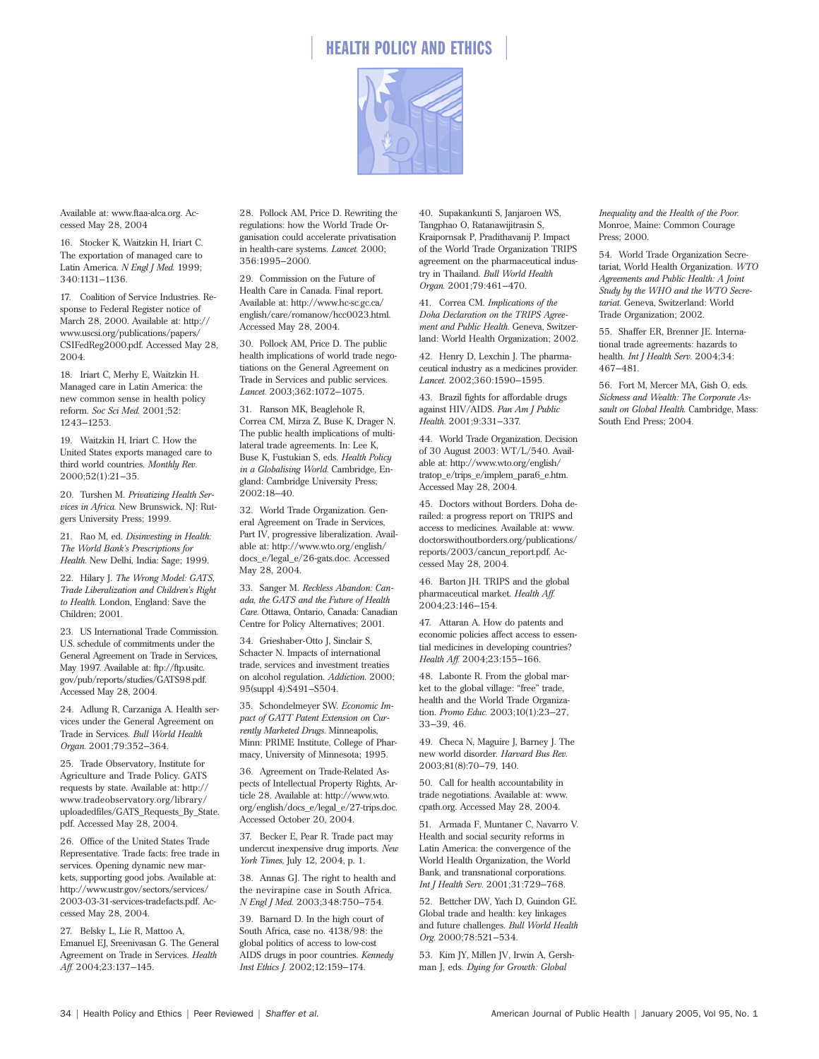Available at: www.ftaa-alca.org. Accessed May 28, 2004

16. Stocker K, Waitzkin H, Iriart C. The exportation of managed care to Latin America. *N Engl J Med.* 1999; 340:1131–1136.

17. Coalition of Service Industries. Response to Federal Register notice of March 28, 2000. Available at: http://www.uscsi.org/publications/papers/CSIFedReg2000.pdf. Accessed May 28, 2004.

18. Iriart C, Merhy E, Waitzkin H. Managed care in Latin America: the new common sense in health policy reform. *Soc Sci Med.* 2001;52: 1243–1253.

19. Waitzkin H, Iriart C. How the United States exports managed care to third world countries. *Monthly Rev.* 2000;52(1):21–35.

20. Turshen M. *Privatizing Health Services in Africa.* New Brunswick, NJ: Rutgers University Press; 1999.

21. Rao M, ed. *Disinvesting in Health: The World Bank's Prescriptions for Health.* New Delhi, India: Sage; 1999.

22. Hilary J. *The Wrong Model: GATS, Trade Liberalization and Children's Right to Health.* London, England: Save the Children; 2001.

23. US International Trade Commission. U.S. schedule of commitments under the General Agreement on Trade in Services, May 1997. Available at: ftp://ftp.usitc.gov/pub/reports/studies/GATS98.pdf. Accessed May 28, 2004.

24. Adlung R, Carzaniga A. Health services under the General Agreement on Trade in Services. *Bull World Health Organ.* 2001;79:352–364.

25. Trade Observatory, Institute for Agriculture and Trade Policy. GATS requests by state. Available at: http://www.tradeobservatory.org/library/uploadedfiles/GATS_Requests_By_State.pdf. Accessed May 28, 2004.

26. Office of the United States Trade Representative. Trade facts: free trade in services. Opening dynamic new markets, supporting good jobs. Available at: http://www.ustr.gov/sectors/services/2003-03-31-services-tradefacts.pdf. Accessed May 28, 2004.

27. Belsky L, Lie R, Mattoo A, Emanuel EJ, Sreenivasan G. The General Agreement on Trade in Services. *Health Aff.* 2004;23:137–145.

28. Pollock AM, Price D. Rewriting the regulations: how the World Trade Organisation could accelerate privatisation in health-care systems. *Lancet.* 2000; 356:1995–2000.

29. Commission on the Future of Health Care in Canada. Final report. Available at: http://www.hc-sc.gc.ca/english/care/romanow/hcc0023.html. Accessed May 28, 2004.

30. Pollock AM, Price D. The public health implications of world trade negotiations on the General Agreement on Trade in Services and public services. *Lancet.* 2003;362:1072–1075.

31. Ranson MK, Beaglehole R, Correa CM, Mirza Z, Buse K, Drager N. The public health implications of multilateral trade agreements. In: Lee K, Buse K, Fustukian S, eds. *Health Policy in a Globalising World.* Cambridge, England: Cambridge University Press; 2002:18–40.

32. World Trade Organization. General Agreement on Trade in Services, Part IV, progressive liberalization. Available at: http://www.wto.org/english/docs_e/legal_e/26-gats.doc. Accessed May 28, 2004.

33. Sanger M. *Reckless Abandon: Canada, the GATS and the Future of Health Care.* Ottawa, Ontario, Canada: Canadian Centre for Policy Alternatives; 2001.

34. Grieshaber-Otto J, Sinclair S, Schacter N. Impacts of international trade, services and investment treaties on alcohol regulation. *Addiction.* 2000; 95(suppl 4):S491–S504.

35. Schondelmeyer SW. *Economic Impact of GATT Patent Extension on Currently Marketed Drugs.* Minneapolis, Minn: PRIME Institute, College of Pharmacy, University of Minnesota; 1995.

36. Agreement on Trade-Related Aspects of Intellectual Property Rights, Article 28. Available at: http://www.wto.org/english/docs_e/legal_e/27-trips.doc. Accessed October 20, 2004.

37. Becker E, Pear R. Trade pact may undercut inexpensive drug imports. *New York Times*, July 12, 2004, p. 1.

38. Annas GJ. The right to health and the nevirapine case in South Africa. *N Engl J Med.* 2003;348:750–754.

39. Barnard D. In the high court of South Africa, case no. 4138/98: the global politics of access to low-cost AIDS drugs in poor countries. *Kennedy Inst Ethics J.* 2002;12:159–174.

40. Supakankunti S, Janjaroen WS, Tangphao O, Ratanawijitrasin S, Kraipornsak P, Pradithavanij P. Impact of the World Trade Organization TRIPS agreement on the pharmaceutical industry in Thailand. *Bull World Health Organ.* 2001;79:461–470.

41. Correa CM. *Implications of the Doha Declaration on the TRIPS Agreement and Public Health.* Geneva, Switzerland: World Health Organization; 2002.

42. Henry D, Lexchin J. The pharmaceutical industry as a medicines provider. *Lancet.* 2002;360:1590–1595.

43. Brazil fights for affordable drugs against HIV/AIDS. *Pan Am J Public Health.* 2001;9:331–337.

44. World Trade Organization. Decision of 30 August 2003: WT/L/540. Available at: http://www.wto.org/english/tratop_e/trips_e/implem_para6_e.htm. Accessed May 28, 2004.

45. Doctors without Borders. Doha derailed: a progress report on TRIPS and access to medicines. Available at: www.doctorswithoutborders.org/publications/reports/2003/cancun_report.pdf. Accessed May 28, 2004.

46. Barton JH. TRIPS and the global pharmaceutical market. *Health Aff.* 2004;23:146–154.

47. Attaran A. How do patents and economic policies affect access to essential medicines in developing countries? *Health Aff.* 2004;23:155–166.

48. Labonte R. From the global market to the global village: "free" trade, health and the World Trade Organization. *Promo Educ.* 2003;10(1):23–27, 33–39, 46.

49. Checa N, Maguire J, Barney J. The new world disorder. *Harvard Bus Rev.* 2003;81(8):70–79, 140.

50. Call for health accountability in trade negotiations. Available at: www.cpath.org. Accessed May 28, 2004.

51. Armada F, Muntaner C, Navarro V. Health and social security reforms in Latin America: the convergence of the World Health Organization, the World Bank, and transnational corporations. *Int J Health Serv.* 2001;31:729–768.

52. Bettcher DW, Yach D, Guindon GE. Global trade and health: key linkages and future challenges. *Bull World Health Org.* 2000;78:521–534.

53. Kim JY, Millen JV, Irwin A, Gershman J, eds. *Dying for Growth: Global Inequality and the Health of the Poor.* Monroe, Maine: Common Courage Press; 2000.

54. World Trade Organization Secretariat, World Health Organization. *WTO Agreements and Public Health: A Joint Study by the WHO and the WTO Secretariat.* Geneva, Switzerland: World Trade Organization; 2002.

55. Shaffer ER, Brenner JE. International trade agreements: hazards to health. *Int J Health Serv.* 2004;34: 467–481.

56. Fort M, Mercer MA, Gish O, eds. *Sickness and Wealth: The Corporate Assault on Global Health.* Cambridge, Mass: South End Press; 2004.